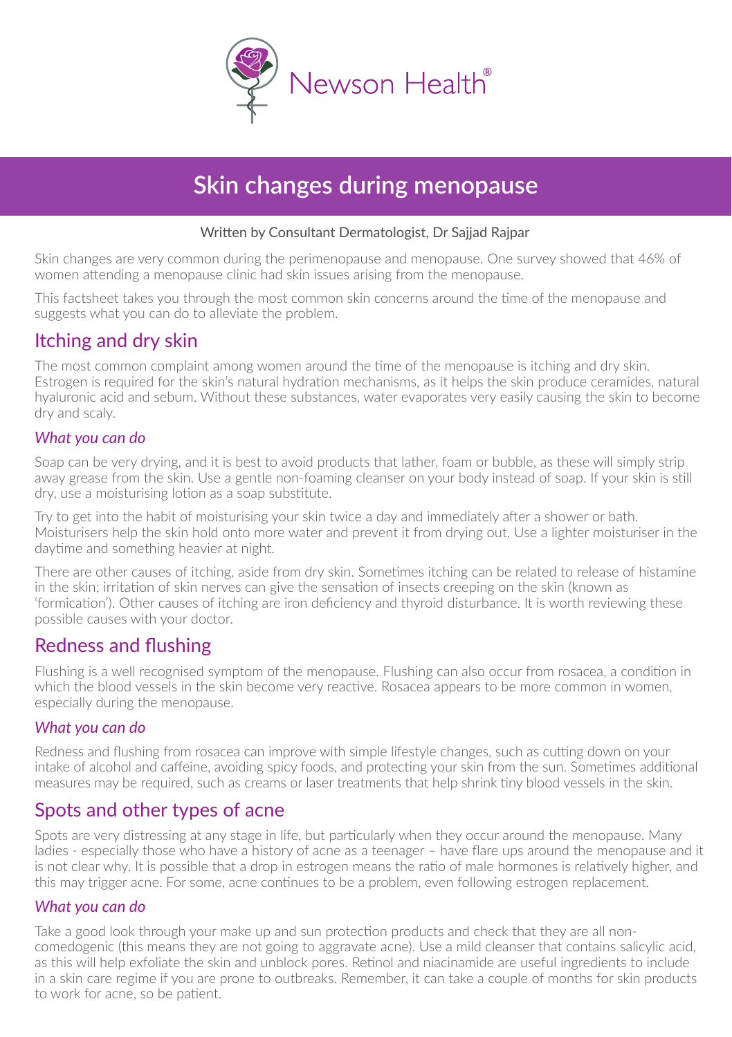Newson Health®

# Skin changes during menopause

Written by Consultant Dermatologist, Dr Sajjad Rajpar

Skin changes are very common during the perimenopause and menopause. One survey showed that 46% of women attending a menopause clinic had skin issues arising from the menopause.

This factsheet takes you through the most common skin concerns around the time of the menopause and suggests what you can do to alleviate the problem.

## Itching and dry skin

The most common complaint among women around the time of the menopause is itching and dry skin. Estrogen is required for the skin's natural hydration mechanisms, as it helps the skin produce ceramides, natural hyaluronic acid and sebum. Without these substances, water evaporates very easily causing the skin to become dry and scaly.

### *What you can do*

Soap can be very drying, and it is best to avoid products that lather, foam or bubble, as these will simply strip away grease from the skin. Use a gentle non-foaming cleanser on your body instead of soap. If your skin is still dry, use a moisturising lotion as a soap substitute.

Try to get into the habit of moisturising your skin twice a day and immediately after a shower or bath. Moisturisers help the skin hold onto more water and prevent it from drying out. Use a lighter moisturiser in the daytime and something heavier at night.

There are other causes of itching, aside from dry skin. Sometimes itching can be related to release of histamine in the skin; irritation of skin nerves can give the sensation of insects creeping on the skin (known as 'formication'). Other causes of itching are iron deficiency and thyroid disturbance. It is worth reviewing these possible causes with your doctor.

## Redness and flushing

Flushing is a well recognised symptom of the menopause. Flushing can also occur from rosacea, a condition in which the blood vessels in the skin become very reactive. Rosacea appears to be more common in women, especially during the menopause.

### *What you can do*

Redness and flushing from rosacea can improve with simple lifestyle changes, such as cutting down on your intake of alcohol and caffeine, avoiding spicy foods, and protecting your skin from the sun. Sometimes additional measures may be required, such as creams or laser treatments that help shrink tiny blood vessels in the skin.

## Spots and other types of acne

Spots are very distressing at any stage in life, but particularly when they occur around the menopause. Many ladies - especially those who have a history of acne as a teenager – have flare ups around the menopause and it is not clear why. It is possible that a drop in estrogen means the ratio of male hormones is relatively higher, and this may trigger acne. For some, acne continues to be a problem, even following estrogen replacement.

### *What you can do*

Take a good look through your make up and sun protection products and check that they are all non-comedogenic (this means they are not going to aggravate acne). Use a mild cleanser that contains salicylic acid, as this will help exfoliate the skin and unblock pores. Retinol and niacinamide are useful ingredients to include in a skin care regime if you are prone to outbreaks. Remember, it can take a couple of months for skin products to work for acne, so be patient.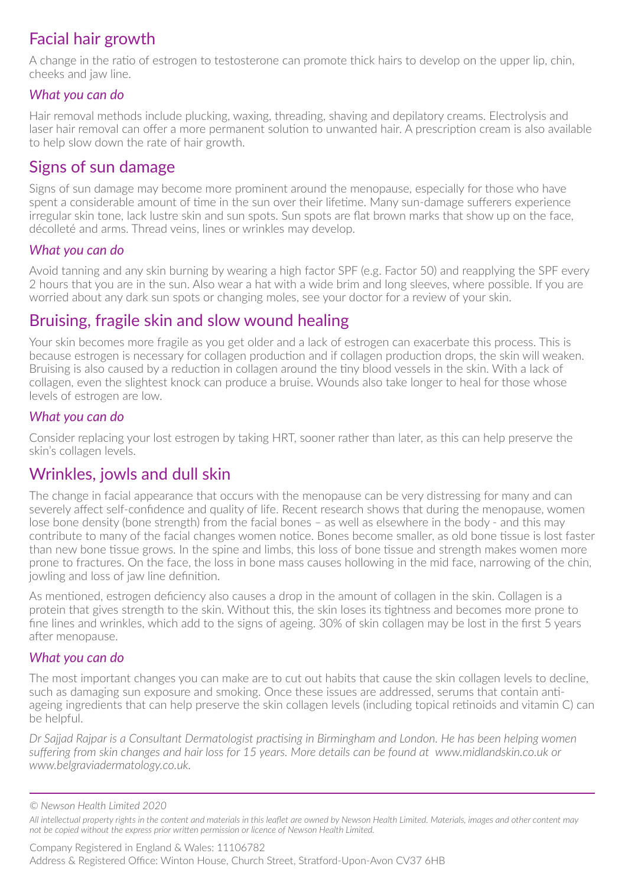## Facial hair growth

A change in the ratio of estrogen to testosterone can promote thick hairs to develop on the upper lip, chin, cheeks and jaw line.

### *What you can do*

Hair removal methods include plucking, waxing, threading, shaving and depilatory creams. Electrolysis and laser hair removal can offer a more permanent solution to unwanted hair. A prescription cream is also available to help slow down the rate of hair growth.

## Signs of sun damage

Signs of sun damage may become more prominent around the menopause, especially for those who have spent a considerable amount of time in the sun over their lifetime. Many sun-damage sufferers experience irregular skin tone, lack lustre skin and sun spots. Sun spots are flat brown marks that show up on the face, décolleté and arms. Thread veins, lines or wrinkles may develop.

### *What you can do*

Avoid tanning and any skin burning by wearing a high factor SPF (e.g. Factor 50) and reapplying the SPF every 2 hours that you are in the sun. Also wear a hat with a wide brim and long sleeves, where possible. If you are worried about any dark sun spots or changing moles, see your doctor for a review of your skin.

## Bruising, fragile skin and slow wound healing

Your skin becomes more fragile as you get older and a lack of estrogen can exacerbate this process. This is because estrogen is necessary for collagen production and if collagen production drops, the skin will weaken. Bruising is also caused by a reduction in collagen around the tiny blood vessels in the skin. With a lack of collagen, even the slightest knock can produce a bruise. Wounds also take longer to heal for those whose levels of estrogen are low.

### *What you can do*

Consider replacing your lost estrogen by taking HRT, sooner rather than later, as this can help preserve the skin's collagen levels.

## Wrinkles, jowls and dull skin

The change in facial appearance that occurs with the menopause can be very distressing for many and can severely affect self-confidence and quality of life. Recent research shows that during the menopause, women lose bone density (bone strength) from the facial bones – as well as elsewhere in the body - and this may contribute to many of the facial changes women notice. Bones become smaller, as old bone tissue is lost faster than new bone tissue grows. In the spine and limbs, this loss of bone tissue and strength makes women more prone to fractures. On the face, the loss in bone mass causes hollowing in the mid face, narrowing of the chin, jowling and loss of jaw line definition.

As mentioned, estrogen deficiency also causes a drop in the amount of collagen in the skin. Collagen is a protein that gives strength to the skin. Without this, the skin loses its tightness and becomes more prone to fine lines and wrinkles, which add to the signs of ageing. 30% of skin collagen may be lost in the first 5 years after menopause.

### *What you can do*

The most important changes you can make are to cut out habits that cause the skin collagen levels to decline, such as damaging sun exposure and smoking. Once these issues are addressed, serums that contain anti-ageing ingredients that can help preserve the skin collagen levels (including topical retinoids and vitamin C) can be helpful.

*Dr Sajjad Rajpar is a Consultant Dermatologist practising in Birmingham and London. He has been helping women suffering from skin changes and hair loss for 15 years. More details can be found at www.midlandskin.co.uk or www.belgraviadermatology.co.uk.*

---

*© Newson Health Limited 2020*

*All intellectual property rights in the content and materials in this leaflet are owned by Newson Health Limited. Materials, images and other content may not be copied without the express prior written permission or licence of Newson Health Limited.*

Company Registered in England & Wales: 11106782
Address & Registered Office: Winton House, Church Street, Stratford-Upon-Avon CV37 6HB